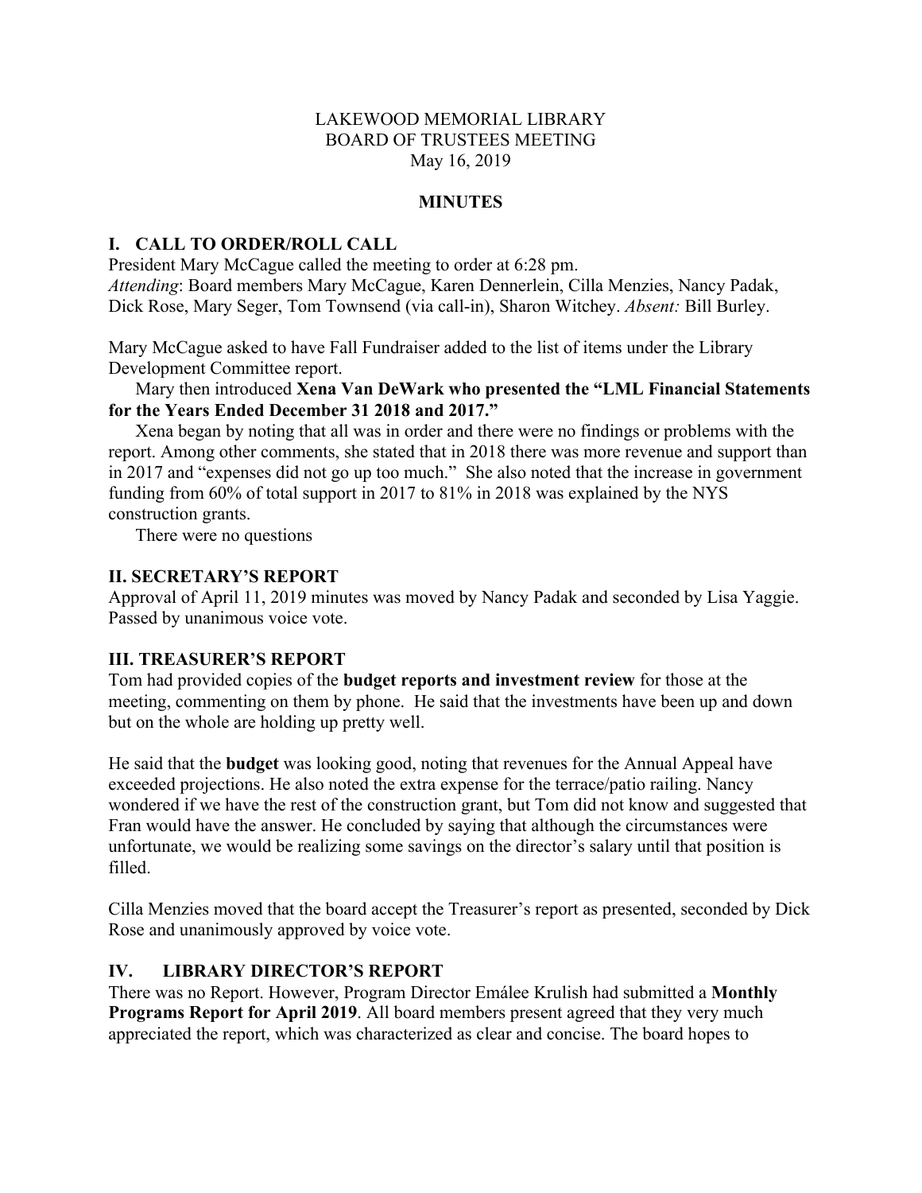LAKEWOOD MEMORIAL LIBRARY
BOARD OF TRUSTEES MEETING
May 16, 2019

**MINUTES**

## I. CALL TO ORDER/ROLL CALL

President Mary McCague called the meeting to order at 6:28 pm.
*Attending*: Board members Mary McCague, Karen Dennerlein, Cilla Menzies, Nancy Padak, Dick Rose, Mary Seger, Tom Townsend (via call-in), Sharon Witchey. *Absent:* Bill Burley.

Mary McCague asked to have Fall Fundraiser added to the list of items under the Library Development Committee report.

Mary then introduced **Xena Van DeWark who presented the "LML Financial Statements for the Years Ended December 31 2018 and 2017."**

Xena began by noting that all was in order and there were no findings or problems with the report. Among other comments, she stated that in 2018 there was more revenue and support than in 2017 and "expenses did not go up too much." She also noted that the increase in government funding from 60% of total support in 2017 to 81% in 2018 was explained by the NYS construction grants.

There were no questions

## II. SECRETARY'S REPORT

Approval of April 11, 2019 minutes was moved by Nancy Padak and seconded by Lisa Yaggie. Passed by unanimous voice vote.

## III. TREASURER'S REPORT

Tom had provided copies of the **budget reports and investment review** for those at the meeting, commenting on them by phone. He said that the investments have been up and down but on the whole are holding up pretty well.

He said that the **budget** was looking good, noting that revenues for the Annual Appeal have exceeded projections. He also noted the extra expense for the terrace/patio railing. Nancy wondered if we have the rest of the construction grant, but Tom did not know and suggested that Fran would have the answer. He concluded by saying that although the circumstances were unfortunate, we would be realizing some savings on the director's salary until that position is filled.

Cilla Menzies moved that the board accept the Treasurer's report as presented, seconded by Dick Rose and unanimously approved by voice vote.

## IV. LIBRARY DIRECTOR'S REPORT

There was no Report. However, Program Director Emálee Krulish had submitted a **Monthly Programs Report for April 2019**. All board members present agreed that they very much appreciated the report, which was characterized as clear and concise. The board hopes to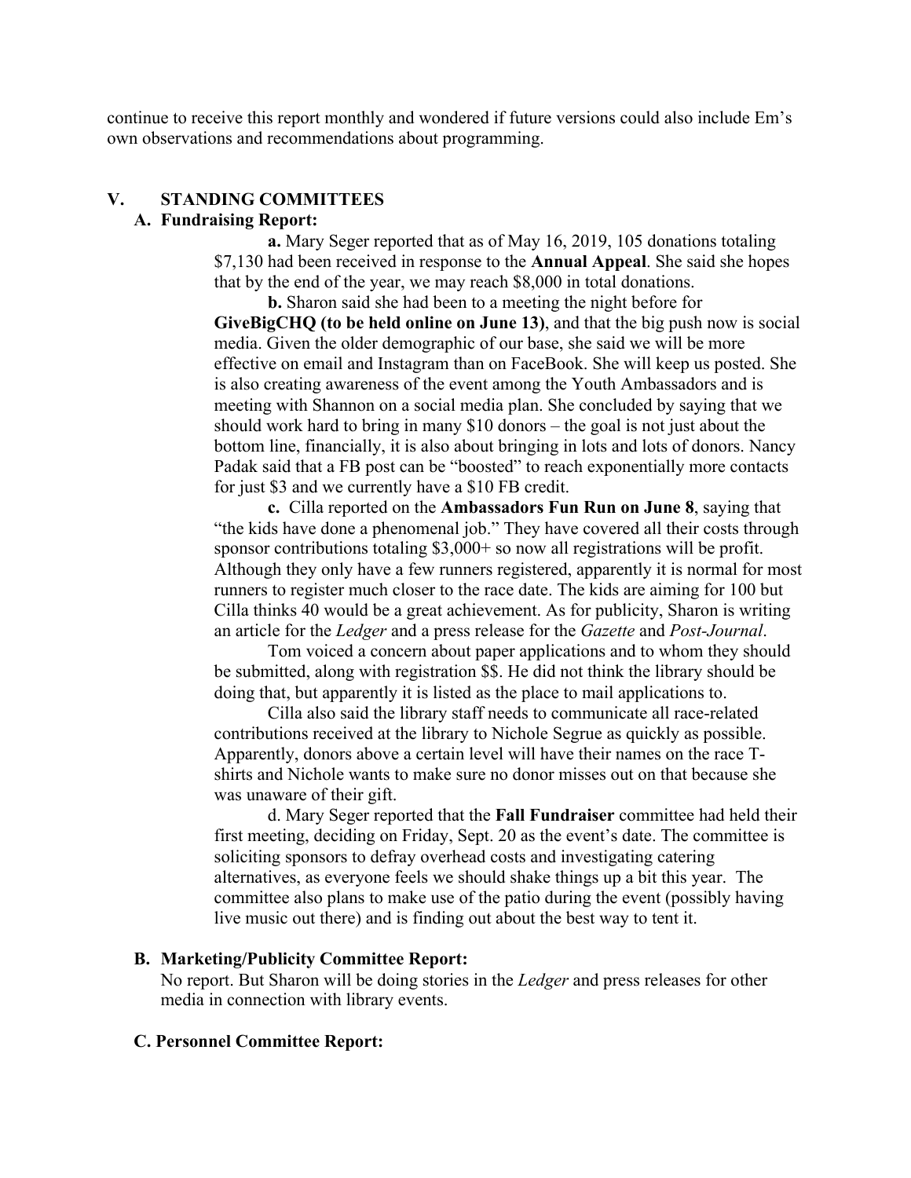continue to receive this report monthly and wondered if future versions could also include Em's own observations and recommendations about programming.

## V. STANDING COMMITTEES

### A. Fundraising Report:

**a.** Mary Seger reported that as of May 16, 2019, 105 donations totaling $7,130 had been received in response to the **Annual Appeal**. She said she hopes that by the end of the year, we may reach $8,000 in total donations.

**b.** Sharon said she had been to a meeting the night before for **GiveBigCHQ (to be held online on June 13)**, and that the big push now is social media. Given the older demographic of our base, she said we will be more effective on email and Instagram than on FaceBook. She will keep us posted. She is also creating awareness of the event among the Youth Ambassadors and is meeting with Shannon on a social media plan. She concluded by saying that we should work hard to bring in many $10 donors – the goal is not just about the bottom line, financially, it is also about bringing in lots and lots of donors. Nancy Padak said that a FB post can be "boosted" to reach exponentially more contacts for just $3 and we currently have a $10 FB credit.

**c.** Cilla reported on the **Ambassadors Fun Run on June 8**, saying that "the kids have done a phenomenal job." They have covered all their costs through sponsor contributions totaling $3,000+ so now all registrations will be profit. Although they only have a few runners registered, apparently it is normal for most runners to register much closer to the race date. The kids are aiming for 100 but Cilla thinks 40 would be a great achievement. As for publicity, Sharon is writing an article for the *Ledger* and a press release for the *Gazette* and *Post-Journal*.

Tom voiced a concern about paper applications and to whom they should be submitted, along with registration $$. He did not think the library should be doing that, but apparently it is listed as the place to mail applications to.

Cilla also said the library staff needs to communicate all race-related contributions received at the library to Nichole Segrue as quickly as possible. Apparently, donors above a certain level will have their names on the race T-shirts and Nichole wants to make sure no donor misses out on that because she was unaware of their gift.

d. Mary Seger reported that the **Fall Fundraiser** committee had held their first meeting, deciding on Friday, Sept. 20 as the event's date. The committee is soliciting sponsors to defray overhead costs and investigating catering alternatives, as everyone feels we should shake things up a bit this year. The committee also plans to make use of the patio during the event (possibly having live music out there) and is finding out about the best way to tent it.

### B. Marketing/Publicity Committee Report:

No report. But Sharon will be doing stories in the *Ledger* and press releases for other media in connection with library events.

### C. Personnel Committee Report: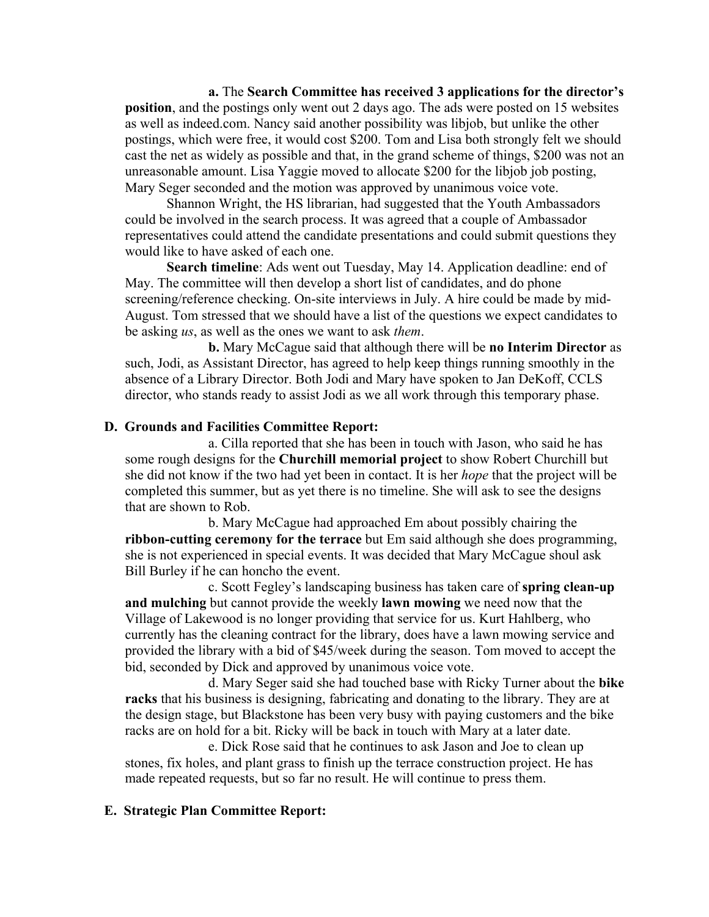**a.** The **Search Committee has received 3 applications for the director's position**, and the postings only went out 2 days ago. The ads were posted on 15 websites as well as indeed.com. Nancy said another possibility was libjob, but unlike the other postings, which were free, it would cost $200. Tom and Lisa both strongly felt we should cast the net as widely as possible and that, in the grand scheme of things, $200 was not an unreasonable amount. Lisa Yaggie moved to allocate $200 for the libjob job posting, Mary Seger seconded and the motion was approved by unanimous voice vote.

Shannon Wright, the HS librarian, had suggested that the Youth Ambassadors could be involved in the search process. It was agreed that a couple of Ambassador representatives could attend the candidate presentations and could submit questions they would like to have asked of each one.

**Search timeline**: Ads went out Tuesday, May 14. Application deadline: end of May. The committee will then develop a short list of candidates, and do phone screening/reference checking. On-site interviews in July. A hire could be made by mid-August. Tom stressed that we should have a list of the questions we expect candidates to be asking *us*, as well as the ones we want to ask *them*.

**b.** Mary McCague said that although there will be **no Interim Director** as such, Jodi, as Assistant Director, has agreed to help keep things running smoothly in the absence of a Library Director. Both Jodi and Mary have spoken to Jan DeKoff, CCLS director, who stands ready to assist Jodi as we all work through this temporary phase.

**D. Grounds and Facilities Committee Report:**

a. Cilla reported that she has been in touch with Jason, who said he has some rough designs for the **Churchill memorial project** to show Robert Churchill but she did not know if the two had yet been in contact. It is her *hope* that the project will be completed this summer, but as yet there is no timeline. She will ask to see the designs that are shown to Rob.

b. Mary McCague had approached Em about possibly chairing the **ribbon-cutting ceremony for the terrace** but Em said although she does programming, she is not experienced in special events. It was decided that Mary McCague shoul ask Bill Burley if he can honcho the event.

c. Scott Fegley's landscaping business has taken care of **spring clean-up and mulching** but cannot provide the weekly **lawn mowing** we need now that the Village of Lakewood is no longer providing that service for us. Kurt Hahlberg, who currently has the cleaning contract for the library, does have a lawn mowing service and provided the library with a bid of $45/week during the season. Tom moved to accept the bid, seconded by Dick and approved by unanimous voice vote.

d. Mary Seger said she had touched base with Ricky Turner about the **bike racks** that his business is designing, fabricating and donating to the library. They are at the design stage, but Blackstone has been very busy with paying customers and the bike racks are on hold for a bit. Ricky will be back in touch with Mary at a later date.

e. Dick Rose said that he continues to ask Jason and Joe to clean up stones, fix holes, and plant grass to finish up the terrace construction project. He has made repeated requests, but so far no result. He will continue to press them.

**E. Strategic Plan Committee Report:**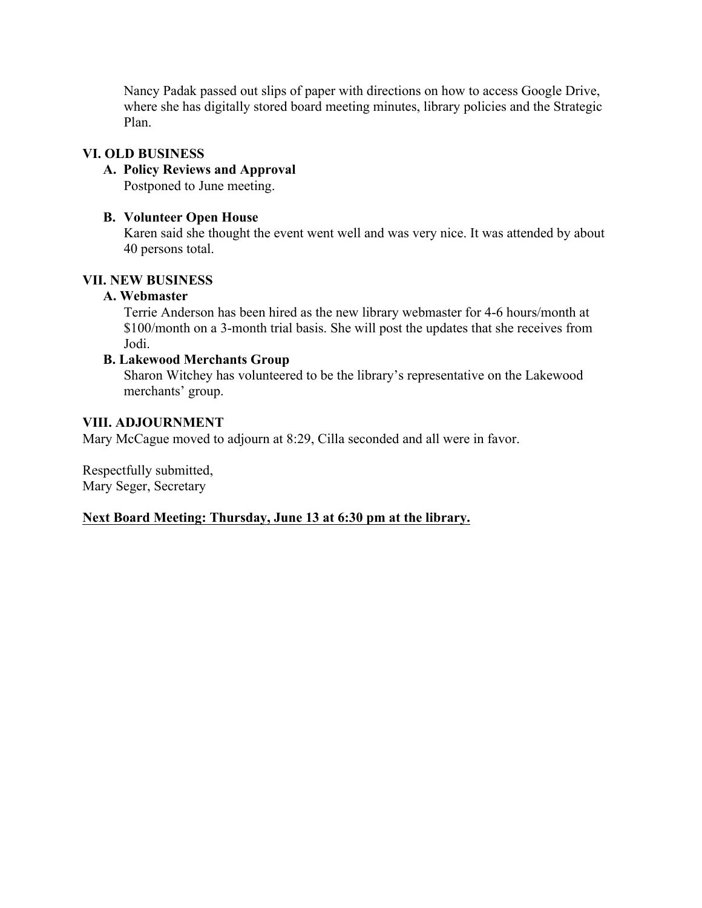Nancy Padak passed out slips of paper with directions on how to access Google Drive, where she has digitally stored board meeting minutes, library policies and the Strategic Plan.

## VI. OLD BUSINESS

### A. Policy Reviews and Approval

Postponed to June meeting.

### B. Volunteer Open House

Karen said she thought the event went well and was very nice. It was attended by about 40 persons total.

## VII. NEW BUSINESS

### A. Webmaster

Terrie Anderson has been hired as the new library webmaster for 4-6 hours/month at $100/month on a 3-month trial basis. She will post the updates that she receives from Jodi.

### B. Lakewood Merchants Group

Sharon Witchey has volunteered to be the library's representative on the Lakewood merchants' group.

## VIII. ADJOURNMENT

Mary McCague moved to adjourn at 8:29, Cilla seconded and all were in favor.

Respectfully submitted,
Mary Seger, Secretary

**Next Board Meeting: Thursday, June 13 at 6:30 pm at the library.**